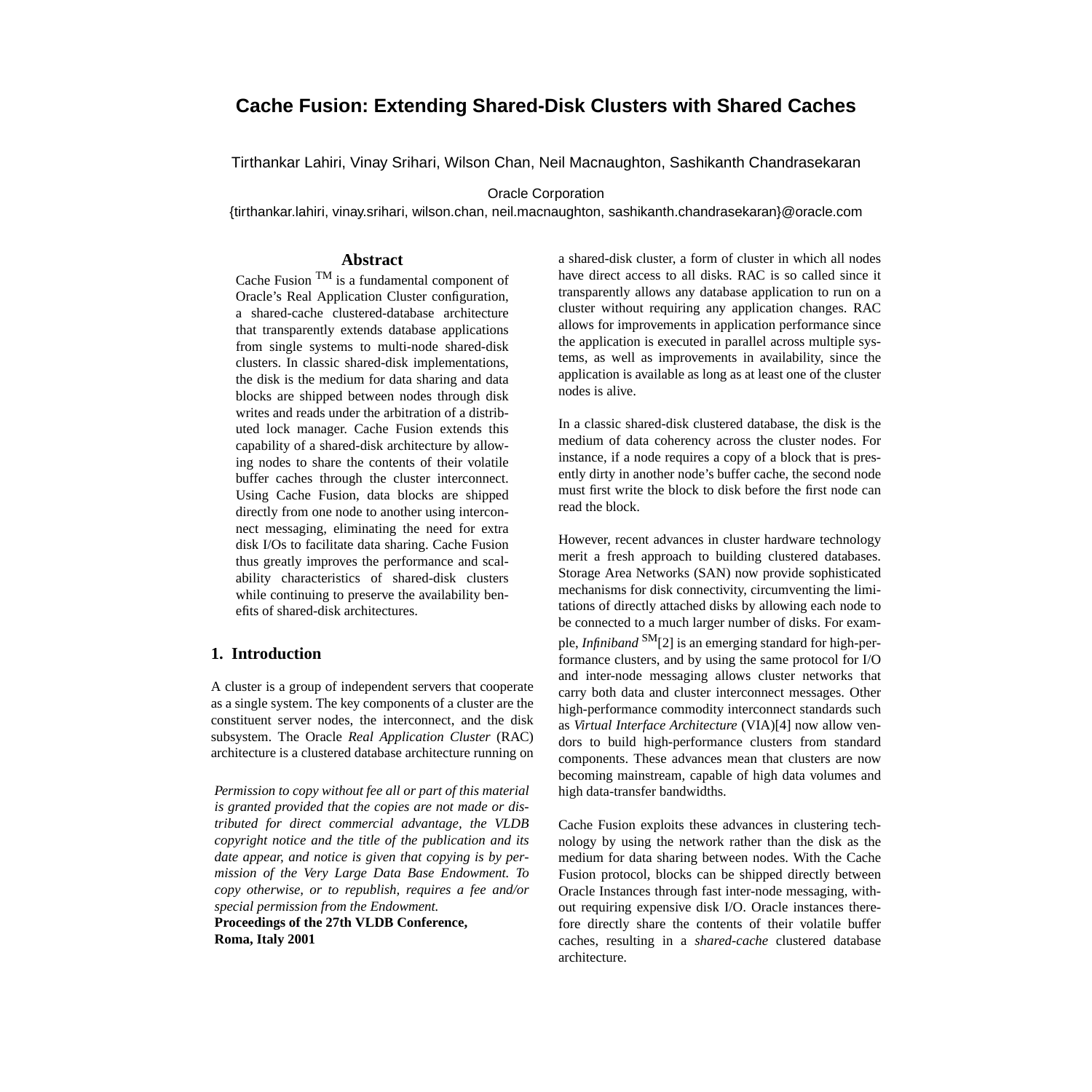# Cache Fusion: Extending Shared-Disk Clusters with Shared Caches

Tirthankar Lahiri, Vinay Srihari, Wilson Chan, Neil Macnaughton, Sashikanth Chandrasekaran

Oracle Corporation

{tirthankar.lahiri, vinay.srihari, wilson.chan, neil.macnaughton, sashikanth.chandrasekaran}@oracle.com

## Abstract

Cache Fusion TM is a fundamental component of Oracle's Real Application Cluster configuration, a shared-cache clustered-database architecture that transparently extends database applications from single systems to multi-node shared-disk clusters. In classic shared-disk implementations, the disk is the medium for data sharing and data blocks are shipped between nodes through disk writes and reads under the arbitration of a distributed lock manager. Cache Fusion extends this capability of a shared-disk architecture by allowing nodes to share the contents of their volatile buffer caches through the cluster interconnect. Using Cache Fusion, data blocks are shipped directly from one node to another using interconnect messaging, eliminating the need for extra disk I/Os to facilitate data sharing. Cache Fusion thus greatly improves the performance and scalability characteristics of shared-disk clusters while continuing to preserve the availability benefits of shared-disk architectures.

## 1. Introduction

A cluster is a group of independent servers that cooperate as a single system. The key components of a cluster are the constituent server nodes, the interconnect, and the disk subsystem. The Oracle *Real Application Cluster* (RAC) architecture is a clustered database architecture running on a shared-disk cluster, a form of cluster in which all nodes have direct access to all disks. RAC is so called since it transparently allows any database application to run on a cluster without requiring any application changes. RAC allows for improvements in application performance since the application is executed in parallel across multiple systems, as well as improvements in availability, since the application is available as long as at least one of the cluster nodes is alive.

In a classic shared-disk clustered database, the disk is the medium of data coherency across the cluster nodes. For instance, if a node requires a copy of a block that is presently dirty in another node's buffer cache, the second node must first write the block to disk before the first node can read the block.

However, recent advances in cluster hardware technology merit a fresh approach to building clustered databases. Storage Area Networks (SAN) now provide sophisticated mechanisms for disk connectivity, circumventing the limitations of directly attached disks by allowing each node to be connected to a much larger number of disks. For example, *Infiniband* SM[2] is an emerging standard for high-performance clusters, and by using the same protocol for I/O and inter-node messaging allows cluster networks that carry both data and cluster interconnect messages. Other high-performance commodity interconnect standards such as *Virtual Interface Architecture* (VIA)[4] now allow vendors to build high-performance clusters from standard components. These advances mean that clusters are now becoming mainstream, capable of high data volumes and high data-transfer bandwidths.

Cache Fusion exploits these advances in clustering technology by using the network rather than the disk as the medium for data sharing between nodes. With the Cache Fusion protocol, blocks can be shipped directly between Oracle Instances through fast inter-node messaging, without requiring expensive disk I/O. Oracle instances therefore directly share the contents of their volatile buffer caches, resulting in a *shared-cache* clustered database architecture.

*Permission to copy without fee all or part of this material is granted provided that the copies are not made or distributed for direct commercial advantage, the VLDB copyright notice and the title of the publication and its date appear, and notice is given that copying is by permission of the Very Large Data Base Endowment. To copy otherwise, or to republish, requires a fee and/or special permission from the Endowment.*

**Proceedings of the 27th VLDB Conference, Roma, Italy 2001**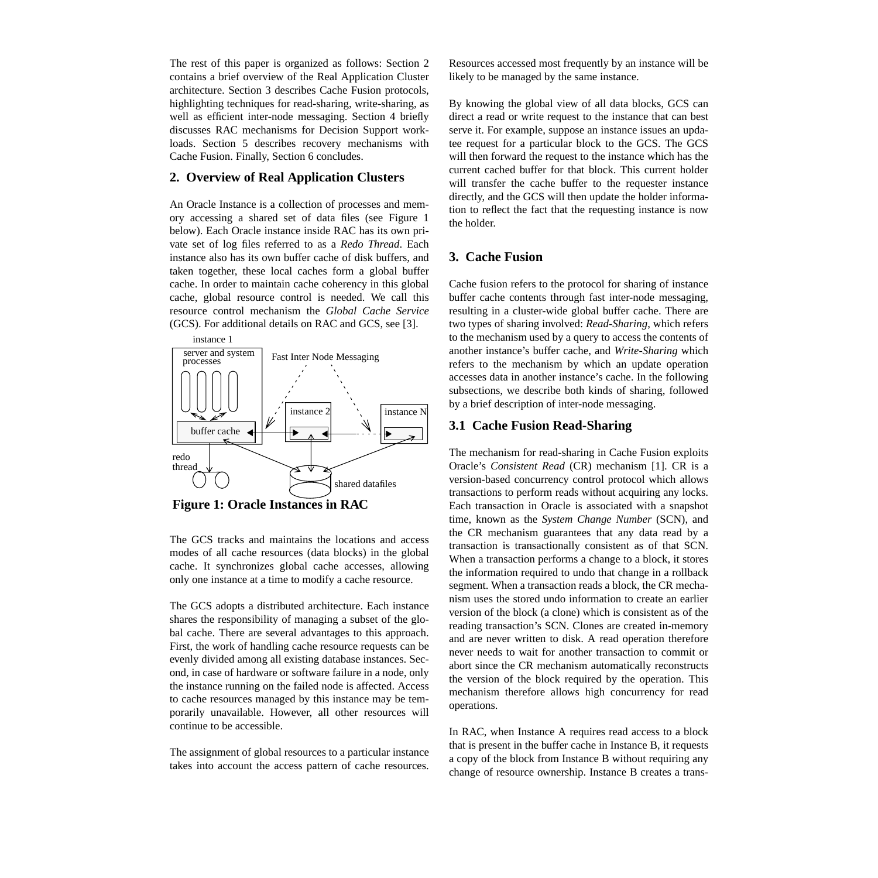The rest of this paper is organized as follows: Section 2 contains a brief overview of the Real Application Cluster architecture. Section 3 describes Cache Fusion protocols, highlighting techniques for read-sharing, write-sharing, as well as efficient inter-node messaging. Section 4 briefly discusses RAC mechanisms for Decision Support workloads. Section 5 describes recovery mechanisms with Cache Fusion. Finally, Section 6 concludes.

## 2. Overview of Real Application Clusters

An Oracle Instance is a collection of processes and memory accessing a shared set of data files (see Figure 1 below). Each Oracle instance inside RAC has its own private set of log files referred to as a *Redo Thread*. Each instance also has its own buffer cache of disk buffers, and taken together, these local caches form a global buffer cache. In order to maintain cache coherency in this global cache, global resource control is needed. We call this resource control mechanism the *Global Cache Service* (GCS). For additional details on RAC and GCS, see [3].

**Figure 1: Oracle Instances in RAC**

The GCS tracks and maintains the locations and access modes of all cache resources (data blocks) in the global cache. It synchronizes global cache accesses, allowing only one instance at a time to modify a cache resource.

The GCS adopts a distributed architecture. Each instance shares the responsibility of managing a subset of the global cache. There are several advantages to this approach. First, the work of handling cache resource requests can be evenly divided among all existing database instances. Second, in case of hardware or software failure in a node, only the instance running on the failed node is affected. Access to cache resources managed by this instance may be temporarily unavailable. However, all other resources will continue to be accessible.

The assignment of global resources to a particular instance takes into account the access pattern of cache resources. Resources accessed most frequently by an instance will be likely to be managed by the same instance.

By knowing the global view of all data blocks, GCS can direct a read or write request to the instance that can best serve it. For example, suppose an instance issues an updatee request for a particular block to the GCS. The GCS will then forward the request to the instance which has the current cached buffer for that block. This current holder will transfer the cache buffer to the requester instance directly, and the GCS will then update the holder information to reflect the fact that the requesting instance is now the holder.

## 3. Cache Fusion

Cache fusion refers to the protocol for sharing of instance buffer cache contents through fast inter-node messaging, resulting in a cluster-wide global buffer cache. There are two types of sharing involved: *Read-Sharing*, which refers to the mechanism used by a query to access the contents of another instance's buffer cache, and *Write-Sharing* which refers to the mechanism by which an update operation accesses data in another instance's cache. In the following subsections, we describe both kinds of sharing, followed by a brief description of inter-node messaging.

### 3.1 Cache Fusion Read-Sharing

The mechanism for read-sharing in Cache Fusion exploits Oracle's *Consistent Read* (CR) mechanism [1]. CR is a version-based concurrency control protocol which allows transactions to perform reads without acquiring any locks. Each transaction in Oracle is associated with a snapshot time, known as the *System Change Number* (SCN), and the CR mechanism guarantees that any data read by a transaction is transactionally consistent as of that SCN. When a transaction performs a change to a block, it stores the information required to undo that change in a rollback segment. When a transaction reads a block, the CR mechanism uses the stored undo information to create an earlier version of the block (a clone) which is consistent as of the reading transaction's SCN. Clones are created in-memory and are never written to disk. A read operation therefore never needs to wait for another transaction to commit or abort since the CR mechanism automatically reconstructs the version of the block required by the operation. This mechanism therefore allows high concurrency for read operations.

In RAC, when Instance A requires read access to a block that is present in the buffer cache in Instance B, it requests a copy of the block from Instance B without requiring any change of resource ownership. Instance B creates a trans-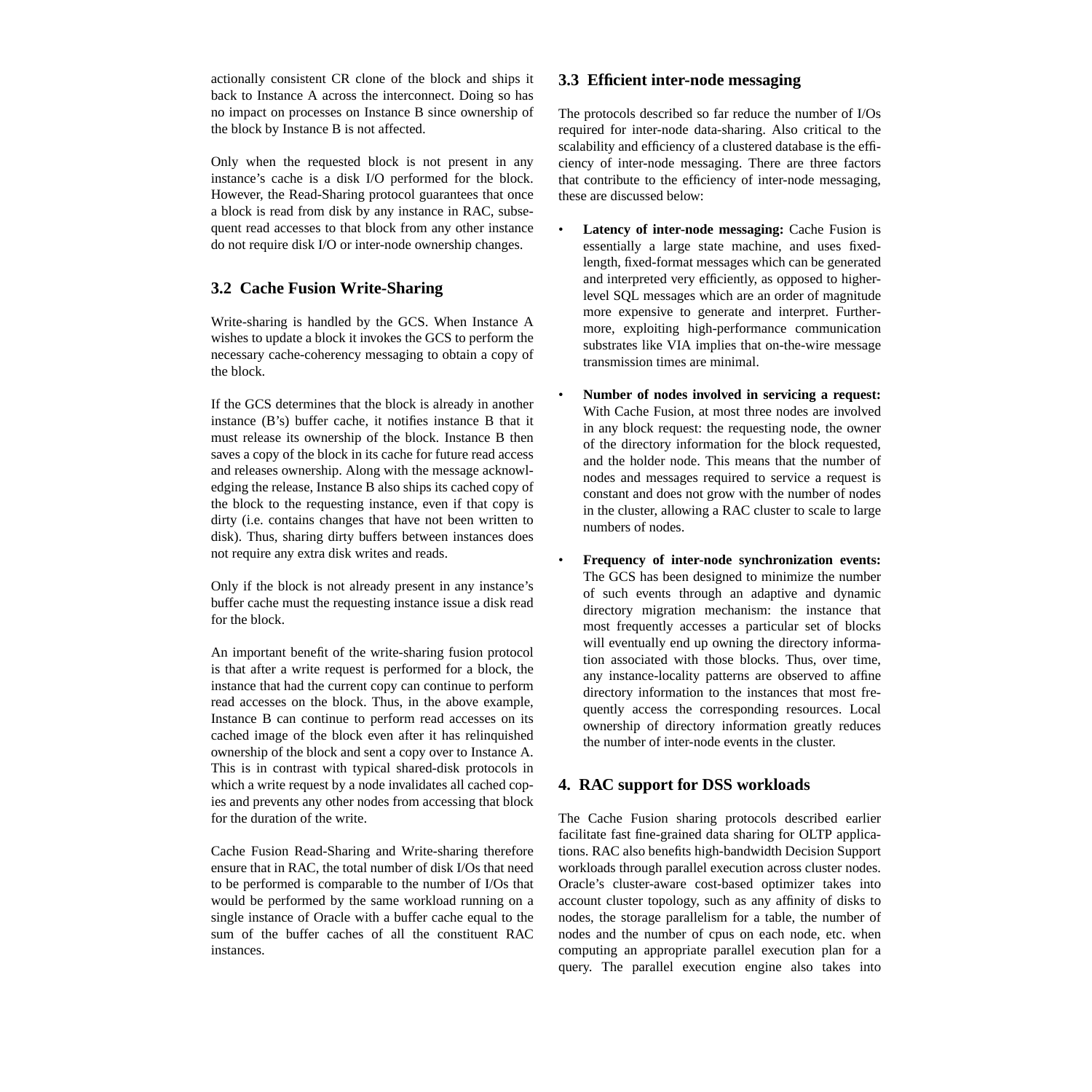actionally consistent CR clone of the block and ships it back to Instance A across the interconnect. Doing so has no impact on processes on Instance B since ownership of the block by Instance B is not affected.

Only when the requested block is not present in any instance's cache is a disk I/O performed for the block. However, the Read-Sharing protocol guarantees that once a block is read from disk by any instance in RAC, subsequent read accesses to that block from any other instance do not require disk I/O or inter-node ownership changes.

### 3.2 Cache Fusion Write-Sharing

Write-sharing is handled by the GCS. When Instance A wishes to update a block it invokes the GCS to perform the necessary cache-coherency messaging to obtain a copy of the block.

If the GCS determines that the block is already in another instance (B's) buffer cache, it notifies instance B that it must release its ownership of the block. Instance B then saves a copy of the block in its cache for future read access and releases ownership. Along with the message acknowledging the release, Instance B also ships its cached copy of the block to the requesting instance, even if that copy is dirty (i.e. contains changes that have not been written to disk). Thus, sharing dirty buffers between instances does not require any extra disk writes and reads.

Only if the block is not already present in any instance's buffer cache must the requesting instance issue a disk read for the block.

An important benefit of the write-sharing fusion protocol is that after a write request is performed for a block, the instance that had the current copy can continue to perform read accesses on the block. Thus, in the above example, Instance B can continue to perform read accesses on its cached image of the block even after it has relinquished ownership of the block and sent a copy over to Instance A. This is in contrast with typical shared-disk protocols in which a write request by a node invalidates all cached copies and prevents any other nodes from accessing that block for the duration of the write.

Cache Fusion Read-Sharing and Write-sharing therefore ensure that in RAC, the total number of disk I/Os that need to be performed is comparable to the number of I/Os that would be performed by the same workload running on a single instance of Oracle with a buffer cache equal to the sum of the buffer caches of all the constituent RAC instances.

### 3.3 Efficient inter-node messaging

The protocols described so far reduce the number of I/Os required for inter-node data-sharing. Also critical to the scalability and efficiency of a clustered database is the efficiency of inter-node messaging. There are three factors that contribute to the efficiency of inter-node messaging, these are discussed below:

- **Latency of inter-node messaging:** Cache Fusion is essentially a large state machine, and uses fixed-length, fixed-format messages which can be generated and interpreted very efficiently, as opposed to higher-level SQL messages which are an order of magnitude more expensive to generate and interpret. Furthermore, exploiting high-performance communication substrates like VIA implies that on-the-wire message transmission times are minimal.
- **Number of nodes involved in servicing a request:** With Cache Fusion, at most three nodes are involved in any block request: the requesting node, the owner of the directory information for the block requested, and the holder node. This means that the number of nodes and messages required to service a request is constant and does not grow with the number of nodes in the cluster, allowing a RAC cluster to scale to large numbers of nodes.
- **Frequency of inter-node synchronization events:** The GCS has been designed to minimize the number of such events through an adaptive and dynamic directory migration mechanism: the instance that most frequently accesses a particular set of blocks will eventually end up owning the directory information associated with those blocks. Thus, over time, any instance-locality patterns are observed to affine directory information to the instances that most frequently access the corresponding resources. Local ownership of directory information greatly reduces the number of inter-node events in the cluster.

## 4. RAC support for DSS workloads

The Cache Fusion sharing protocols described earlier facilitate fast fine-grained data sharing for OLTP applications. RAC also benefits high-bandwidth Decision Support workloads through parallel execution across cluster nodes. Oracle's cluster-aware cost-based optimizer takes into account cluster topology, such as any affinity of disks to nodes, the storage parallelism for a table, the number of nodes and the number of cpus on each node, etc. when computing an appropriate parallel execution plan for a query. The parallel execution engine also takes into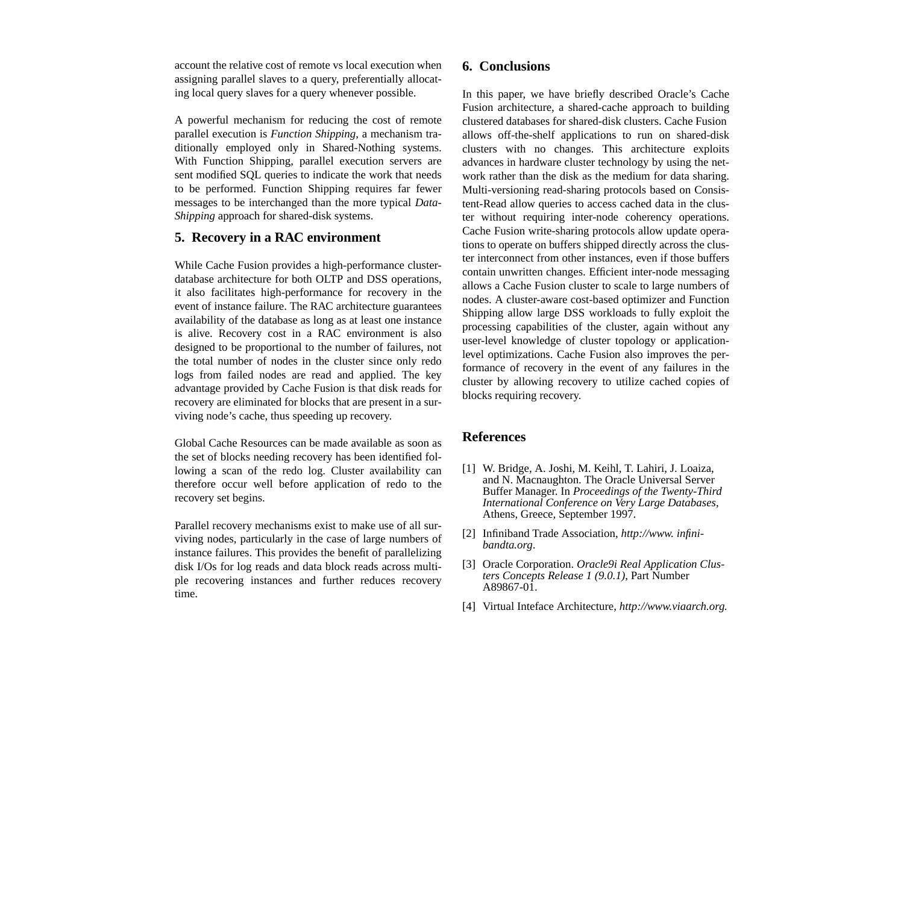account the relative cost of remote vs local execution when assigning parallel slaves to a query, preferentially allocating local query slaves for a query whenever possible.

A powerful mechanism for reducing the cost of remote parallel execution is *Function Shipping*, a mechanism traditionally employed only in Shared-Nothing systems. With Function Shipping, parallel execution servers are sent modified SQL queries to indicate the work that needs to be performed. Function Shipping requires far fewer messages to be interchanged than the more typical *Data-Shipping* approach for shared-disk systems.

## 5. Recovery in a RAC environment

While Cache Fusion provides a high-performance cluster-database architecture for both OLTP and DSS operations, it also facilitates high-performance for recovery in the event of instance failure. The RAC architecture guarantees availability of the database as long as at least one instance is alive. Recovery cost in a RAC environment is also designed to be proportional to the number of failures, not the total number of nodes in the cluster since only redo logs from failed nodes are read and applied. The key advantage provided by Cache Fusion is that disk reads for recovery are eliminated for blocks that are present in a surviving node's cache, thus speeding up recovery.

Global Cache Resources can be made available as soon as the set of blocks needing recovery has been identified following a scan of the redo log. Cluster availability can therefore occur well before application of redo to the recovery set begins.

Parallel recovery mechanisms exist to make use of all surviving nodes, particularly in the case of large numbers of instance failures. This provides the benefit of parallelizing disk I/Os for log reads and data block reads across multiple recovering instances and further reduces recovery time.

## 6. Conclusions

In this paper, we have briefly described Oracle's Cache Fusion architecture, a shared-cache approach to building clustered databases for shared-disk clusters. Cache Fusion allows off-the-shelf applications to run on shared-disk clusters with no changes. This architecture exploits advances in hardware cluster technology by using the network rather than the disk as the medium for data sharing. Multi-versioning read-sharing protocols based on Consistent-Read allow queries to access cached data in the cluster without requiring inter-node coherency operations. Cache Fusion write-sharing protocols allow update operations to operate on buffers shipped directly across the cluster interconnect from other instances, even if those buffers contain unwritten changes. Efficient inter-node messaging allows a Cache Fusion cluster to scale to large numbers of nodes. A cluster-aware cost-based optimizer and Function Shipping allow large DSS workloads to fully exploit the processing capabilities of the cluster, again without any user-level knowledge of cluster topology or application-level optimizations. Cache Fusion also improves the performance of recovery in the event of any failures in the cluster by allowing recovery to utilize cached copies of blocks requiring recovery.

## References

[1] W. Bridge, A. Joshi, M. Keihl, T. Lahiri, J. Loaiza, and N. Macnaughton. The Oracle Universal Server Buffer Manager. In *Proceedings of the Twenty-Third International Conference on Very Large Databases*, Athens, Greece, September 1997.

[2] Infiniband Trade Association, *http://www. infinibandta.org*.

[3] Oracle Corporation. *Oracle9i Real Application Clusters Concepts Release 1 (9.0.1)*, Part Number A89867-01.

[4] Virtual Inteface Architecture, *http://www.viaarch.org.*